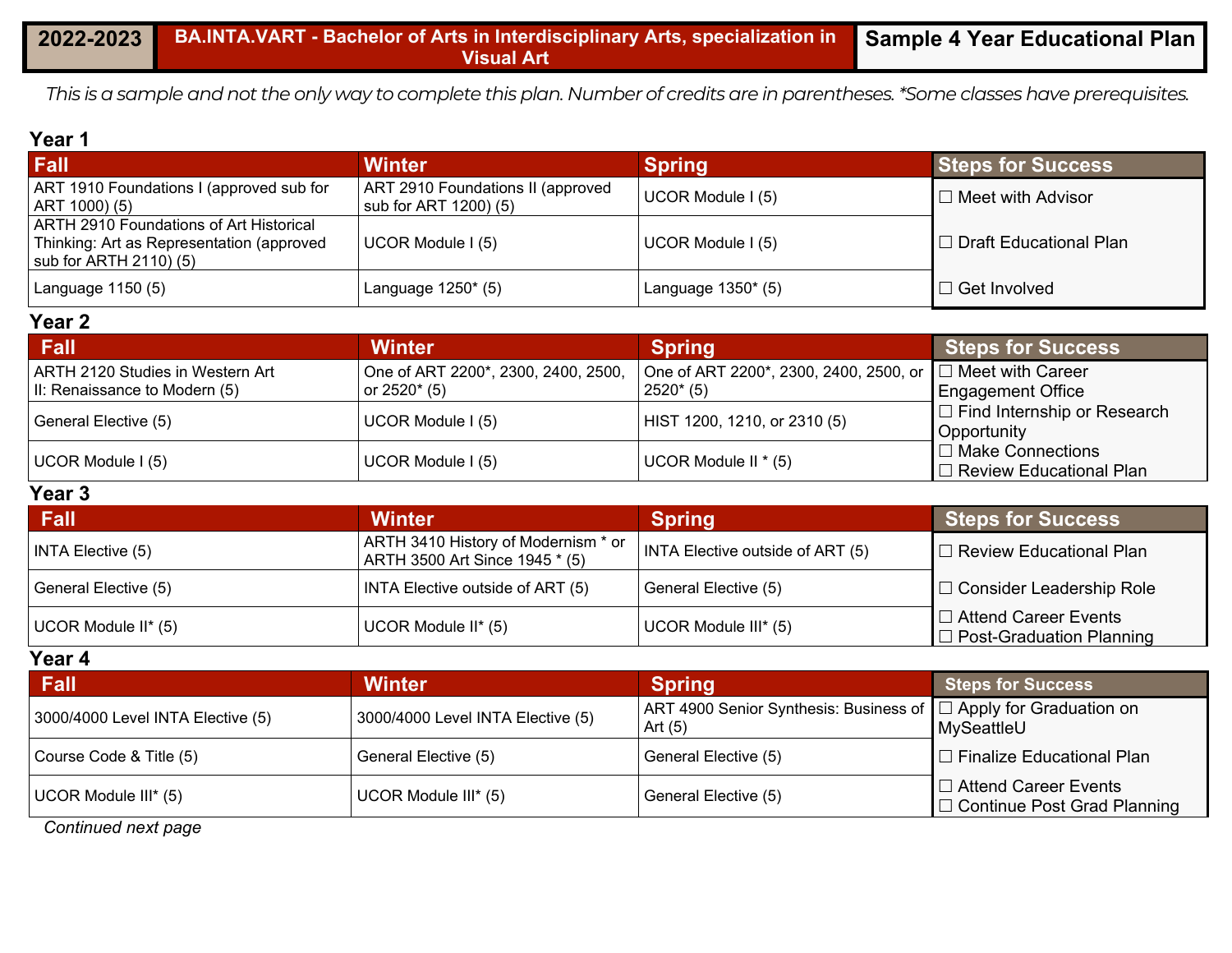| 2022-2023 | BA.INTA.VART - Bachelor of Arts in Interdisciplinary Arts, specialization in Visual Art | Sample 4 Year Educational Plan |
|---|---|---|

*This is a sample and not the only way to complete this plan. Number of credits are in parentheses. *Some classes have prerequisites.*

## Year 1

| Fall | Winter | Spring | Steps for Success |
|---|---|---|---|
| ART 1910 Foundations I (approved sub for ART 1000) (5) | ART 2910 Foundations II (approved sub for ART 1200) (5) | UCOR Module I (5) | ☐ Meet with Advisor |
| ARTH 2910 Foundations of Art Historical Thinking: Art as Representation (approved sub for ARTH 2110) (5) | UCOR Module I (5) | UCOR Module I (5) | ☐ Draft Educational Plan |
| Language 1150 (5) | Language 1250* (5) | Language 1350* (5) | ☐ Get Involved |

## Year 2

| Fall | Winter | Spring | Steps for Success |
|---|---|---|---|
| ARTH 2120 Studies in Western Art II: Renaissance to Modern (5) | One of ART 2200*, 2300, 2400, 2500, or 2520* (5) | One of ART 2200*, 2300, 2400, 2500, or 2520* (5) | ☐ Meet with Career Engagement Office |
| General Elective (5) | UCOR Module I (5) | HIST 1200, 1210, or 2310 (5) | ☐ Find Internship or Research Opportunity |
| UCOR Module I (5) | UCOR Module I (5) | UCOR Module II * (5) | ☐ Make Connections<br>☐ Review Educational Plan |

## Year 3

| Fall | Winter | Spring | Steps for Success |
|---|---|---|---|
| INTA Elective (5) | ARTH 3410 History of Modernism * or ARTH 3500 Art Since 1945 * (5) | INTA Elective outside of ART (5) | ☐ Review Educational Plan |
| General Elective (5) | INTA Elective outside of ART (5) | General Elective (5) | ☐ Consider Leadership Role |
| UCOR Module II* (5) | UCOR Module II* (5) | UCOR Module III* (5) | ☐ Attend Career Events<br>☐ Post-Graduation Planning |

## Year 4

| Fall | Winter | Spring | Steps for Success |
|---|---|---|---|
| 3000/4000 Level INTA Elective (5) | 3000/4000 Level INTA Elective (5) | ART 4900 Senior Synthesis: Business of Art (5) | ☐ Apply for Graduation on MySeattleU |
| Course Code & Title (5) | General Elective (5) | General Elective (5) | ☐ Finalize Educational Plan |
| UCOR Module III* (5) | UCOR Module III* (5) | General Elective (5) | ☐ Attend Career Events<br>☐ Continue Post Grad Planning |

*Continued next page*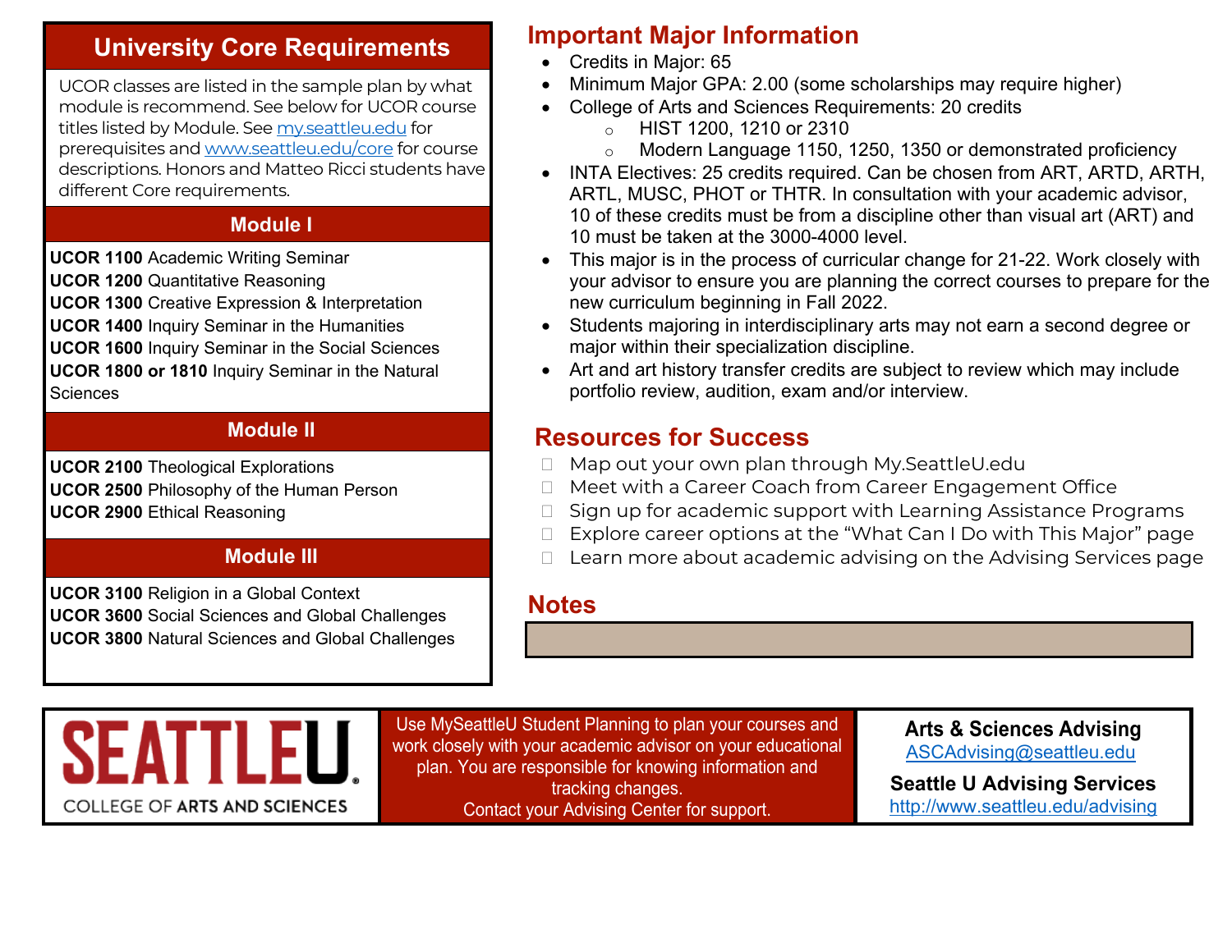## University Core Requirements

UCOR classes are listed in the sample plan by what module is recommend. See below for UCOR course titles listed by Module. See my.seattleu.edu for prerequisites and www.seattleu.edu/core for course descriptions. Honors and Matteo Ricci students have different Core requirements.

### Module I

**UCOR 1100** Academic Writing Seminar
**UCOR 1200** Quantitative Reasoning
**UCOR 1300** Creative Expression & Interpretation
**UCOR 1400** Inquiry Seminar in the Humanities
**UCOR 1600** Inquiry Seminar in the Social Sciences
**UCOR 1800 or 1810** Inquiry Seminar in the Natural Sciences

### Module II

**UCOR 2100** Theological Explorations
**UCOR 2500** Philosophy of the Human Person
**UCOR 2900** Ethical Reasoning

### Module III

**UCOR 3100** Religion in a Global Context
**UCOR 3600** Social Sciences and Global Challenges
**UCOR 3800** Natural Sciences and Global Challenges

## Important Major Information

- Credits in Major: 65
- Minimum Major GPA: 2.00 (some scholarships may require higher)
- College of Arts and Sciences Requirements: 20 credits
  - HIST 1200, 1210 or 2310
  - Modern Language 1150, 1250, 1350 or demonstrated proficiency
- INTA Electives: 25 credits required. Can be chosen from ART, ARTD, ARTH, ARTL, MUSC, PHOT or THTR. In consultation with your academic advisor, 10 of these credits must be from a discipline other than visual art (ART) and 10 must be taken at the 3000-4000 level.
- This major is in the process of curricular change for 21-22. Work closely with your advisor to ensure you are planning the correct courses to prepare for the new curriculum beginning in Fall 2022.
- Students majoring in interdisciplinary arts may not earn a second degree or major within their specialization discipline.
- Art and art history transfer credits are subject to review which may include portfolio review, audition, exam and/or interview.

## Resources for Success

- Map out your own plan through My.SeattleU.edu
- Meet with a Career Coach from Career Engagement Office
- Sign up for academic support with Learning Assistance Programs
- Explore career options at the "What Can I Do with This Major" page
- Learn more about academic advising on the Advising Services page

## Notes

SEATTLEU
COLLEGE OF ARTS AND SCIENCES

Use MySeattleU Student Planning to plan your courses and work closely with your academic advisor on your educational plan. You are responsible for knowing information and tracking changes.
Contact your Advising Center for support.

**Arts & Sciences Advising**
ASCAdvising@seattleu.edu

**Seattle U Advising Services**
http://www.seattleu.edu/advising